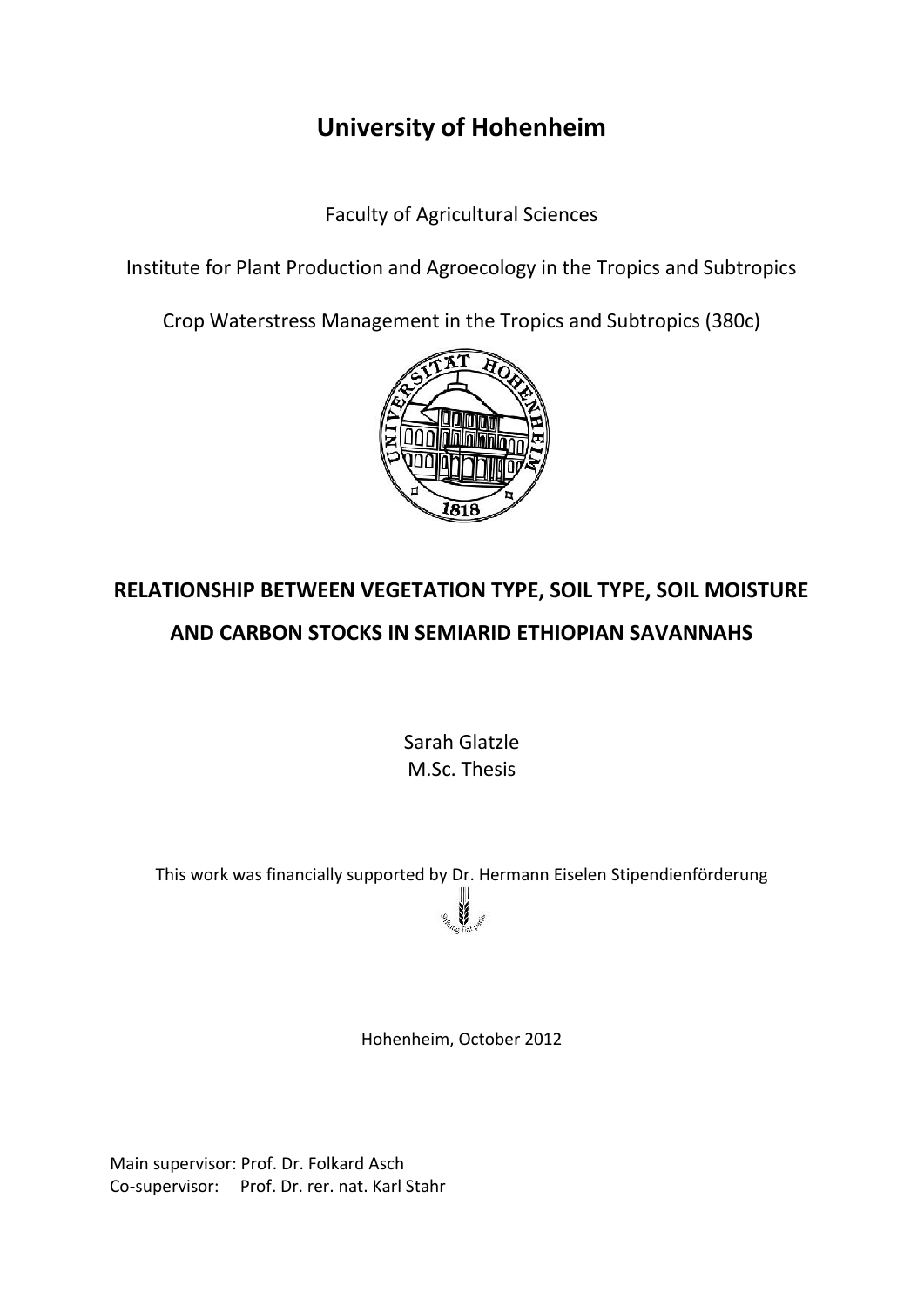# University of Hohenheim

Faculty of Agricultural Sciences

Institute for Plant Production and Agroecology in the Tropics and Subtropics

Crop Waterstress Management in the Tropics and Subtropics (380c)

## RELATIONSHIP BETWEEN VEGETATION TYPE, SOIL TYPE, SOIL MOISTURE AND CARBON STOCKS IN SEMIARID ETHIOPIAN SAVANNAHS

Sarah Glatzle
M.Sc. Thesis

This work was financially supported by Dr. Hermann Eiselen Stipendienförderung

Hohenheim, October 2012

Main supervisor: Prof. Dr. Folkard Asch
Co-supervisor: Prof. Dr. rer. nat. Karl Stahr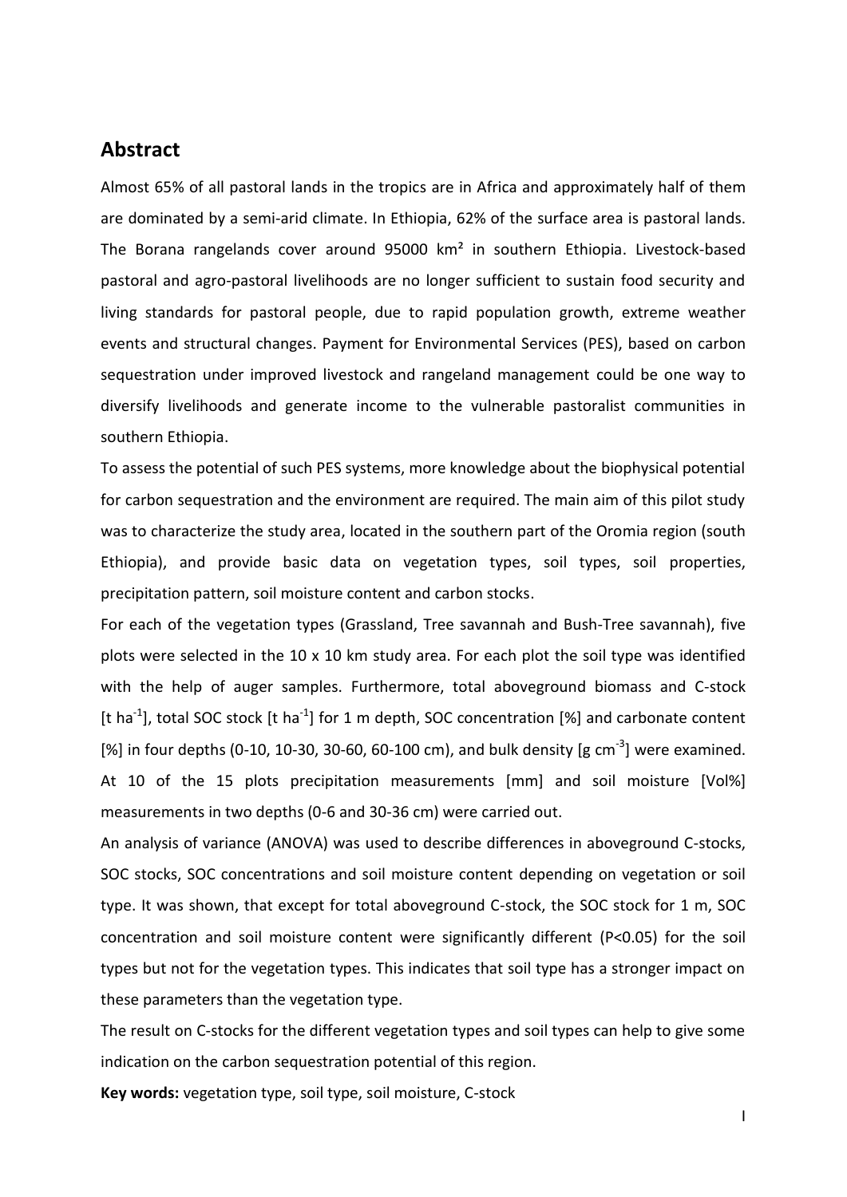## Abstract

Almost 65% of all pastoral lands in the tropics are in Africa and approximately half of them are dominated by a semi-arid climate. In Ethiopia, 62% of the surface area is pastoral lands. The Borana rangelands cover around 95000 km² in southern Ethiopia. Livestock-based pastoral and agro-pastoral livelihoods are no longer sufficient to sustain food security and living standards for pastoral people, due to rapid population growth, extreme weather events and structural changes. Payment for Environmental Services (PES), based on carbon sequestration under improved livestock and rangeland management could be one way to diversify livelihoods and generate income to the vulnerable pastoralist communities in southern Ethiopia.

To assess the potential of such PES systems, more knowledge about the biophysical potential for carbon sequestration and the environment are required. The main aim of this pilot study was to characterize the study area, located in the southern part of the Oromia region (south Ethiopia), and provide basic data on vegetation types, soil types, soil properties, precipitation pattern, soil moisture content and carbon stocks.

For each of the vegetation types (Grassland, Tree savannah and Bush-Tree savannah), five plots were selected in the 10 x 10 km study area. For each plot the soil type was identified with the help of auger samples. Furthermore, total aboveground biomass and C-stock [t $ha^{-1}$], total SOC stock [t $ha^{-1}$] for 1 m depth, SOC concentration [%] and carbonate content [%] in four depths (0-10, 10-30, 30-60, 60-100 cm), and bulk density [g $cm^{-3}$] were examined. At 10 of the 15 plots precipitation measurements [mm] and soil moisture [Vol%] measurements in two depths (0-6 and 30-36 cm) were carried out.

An analysis of variance (ANOVA) was used to describe differences in aboveground C-stocks, SOC stocks, SOC concentrations and soil moisture content depending on vegetation or soil type. It was shown, that except for total aboveground C-stock, the SOC stock for 1 m, SOC concentration and soil moisture content were significantly different ($P<0.05$) for the soil types but not for the vegetation types. This indicates that soil type has a stronger impact on these parameters than the vegetation type.

The result on C-stocks for the different vegetation types and soil types can help to give some indication on the carbon sequestration potential of this region.

**Key words:** vegetation type, soil type, soil moisture, C-stock